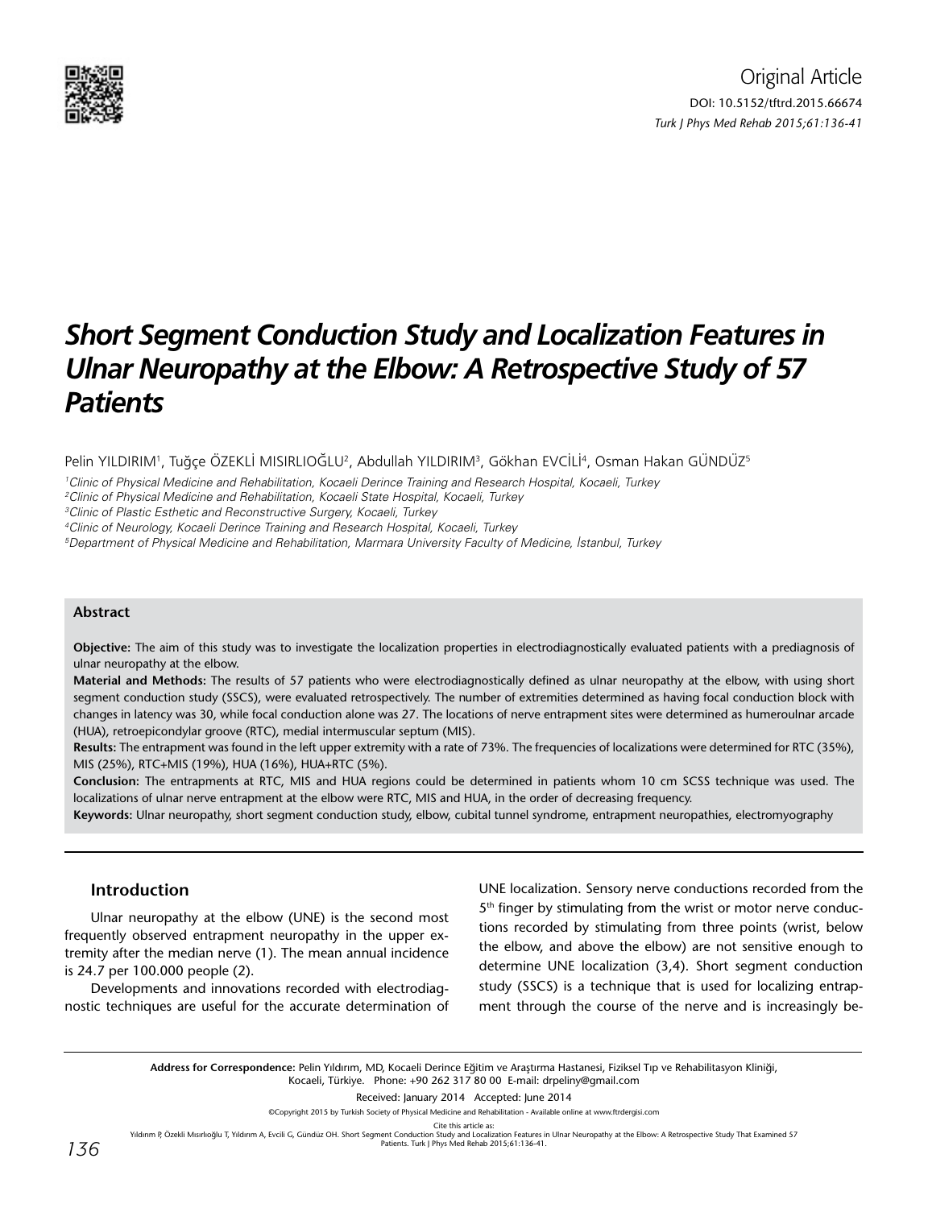Original Article

DOI: 10.5152/tftrd.2015.66674

# Short Segment Conduction Study and Localization Features in Ulnar Neuropathy at the Elbow: A Retrospective Study of 57 Patients

Pelin YILDIRIM[1], Tuğçe ÖZEKLİ MISIRLIOĞLU[2], Abdullah YILDIRIM[3], Gökhan EVCİLİ[4], Osman Hakan GÜNDÜZ[5]

[1]*Clinic of Physical Medicine and Rehabilitation, Kocaeli Derince Training and Research Hospital, Kocaeli, Turkey*
[2]*Clinic of Physical Medicine and Rehabilitation, Kocaeli State Hospital, Kocaeli, Turkey*
[3]*Clinic of Plastic Esthetic and Reconstructive Surgery, Kocaeli, Turkey*
[4]*Clinic of Neurology, Kocaeli Derince Training and Research Hospital, Kocaeli, Turkey*
[5]*Department of Physical Medicine and Rehabilitation, Marmara University Faculty of Medicine, İstanbul, Turkey*

### Abstract

**Objective:** The aim of this study was to investigate the localization properties in electrodiagnostically evaluated patients with a prediagnosis of ulnar neuropathy at the elbow.

**Material and Methods:** The results of 57 patients who were electrodiagnostically defined as ulnar neuropathy at the elbow, with using short segment conduction study (SSCS), were evaluated retrospectively. The number of extremities determined as having focal conduction block with changes in latency was 30, while focal conduction alone was 27. The locations of nerve entrapment sites were determined as humeroulnar arcade (HUA), retroepicondylar groove (RTC), medial intermuscular septum (MIS).

**Results:** The entrapment was found in the left upper extremity with a rate of 73%. The frequencies of localizations were determined for RTC (35%), MIS (25%), RTC+MIS (19%), HUA (16%), HUA+RTC (5%).

**Conclusion:** The entrapments at RTC, MIS and HUA regions could be determined in patients whom 10 cm SCSS technique was used. The localizations of ulnar nerve entrapment at the elbow were RTC, MIS and HUA, in the order of decreasing frequency.

**Keywords:** Ulnar neuropathy, short segment conduction study, elbow, cubital tunnel syndrome, entrapment neuropathies, electromyography

## Introduction

Ulnar neuropathy at the elbow (UNE) is the second most frequently observed entrapment neuropathy in the upper extremity after the median nerve (1). The mean annual incidence is 24.7 per 100.000 people (2).

Developments and innovations recorded with electrodiagnostic techniques are useful for the accurate determination of UNE localization. Sensory nerve conductions recorded from the 5th finger by stimulating from the wrist or motor nerve conductions recorded by stimulating from three points (wrist, below the elbow, and above the elbow) are not sensitive enough to determine UNE localization (3,4). Short segment conduction study (SSCS) is a technique that is used for localizing entrapment through the course of the nerve and is increasingly be-

**Address for Correspondence:** Pelin Yıldırım, MD, Kocaeli Derince Eğitim ve Araştırma Hastanesi, Fiziksel Tıp ve Rehabilitasyon Kliniği, Kocaeli, Türkiye. Phone: +90 262 317 80 00 E-mail: drpeliny@gmail.com

Received: January 2014 Accepted: June 2014

©Copyright 2015 by Turkish Society of Physical Medicine and Rehabilitation - Available online at www.ftrdergisi.com

Cite this article as:
Yıldırım P, Özekli Mısırlıoğlu T, Yıldırım A, Evcili G, Gündüz OH. Short Segment Conduction Study and Localization Features in Ulnar Neuropathy at the Elbow: A Retrospective Study That Examined 57 Patients. Turk J Phys Med Rehab 2015;61:136-41.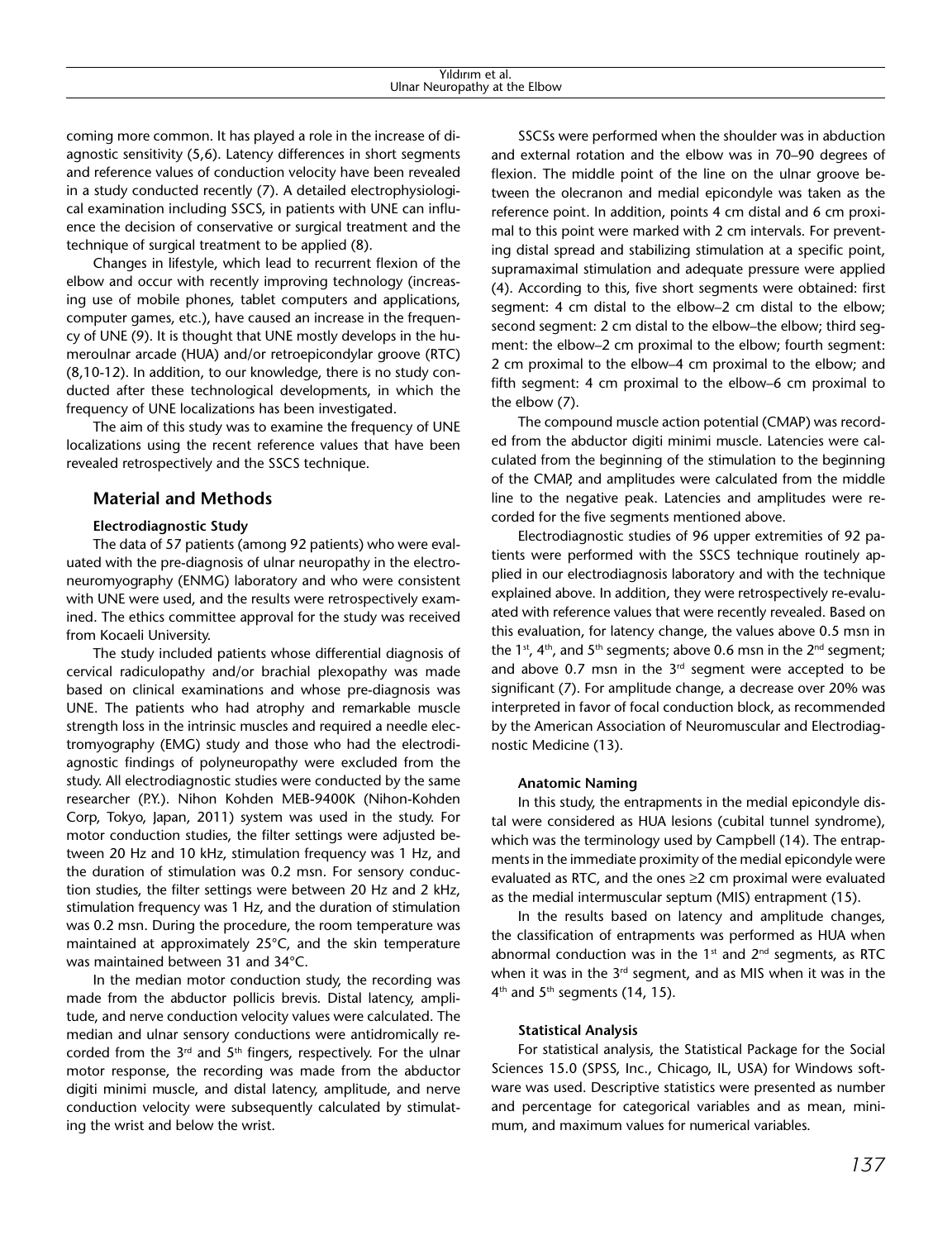coming more common. It has played a role in the increase of diagnostic sensitivity (5,6). Latency differences in short segments and reference values of conduction velocity have been revealed in a study conducted recently (7). A detailed electrophysiological examination including SSCS, in patients with UNE can influence the decision of conservative or surgical treatment and the technique of surgical treatment to be applied (8).

Changes in lifestyle, which lead to recurrent flexion of the elbow and occur with recently improving technology (increasing use of mobile phones, tablet computers and applications, computer games, etc.), have caused an increase in the frequency of UNE (9). It is thought that UNE mostly develops in the humeroulnar arcade (HUA) and/or retroepicondylar groove (RTC) (8,10-12). In addition, to our knowledge, there is no study conducted after these technological developments, in which the frequency of UNE localizations has been investigated.

The aim of this study was to examine the frequency of UNE localizations using the recent reference values that have been revealed retrospectively and the SSCS technique.

## Material and Methods

### Electrodiagnostic Study

The data of 57 patients (among 92 patients) who were evaluated with the pre-diagnosis of ulnar neuropathy in the electroneuromyography (ENMG) laboratory and who were consistent with UNE were used, and the results were retrospectively examined. The ethics committee approval for the study was received from Kocaeli University.

The study included patients whose differential diagnosis of cervical radiculopathy and/or brachial plexopathy was made based on clinical examinations and whose pre-diagnosis was UNE. The patients who had atrophy and remarkable muscle strength loss in the intrinsic muscles and required a needle electromyography (EMG) study and those who had the electrodiagnostic findings of polyneuropathy were excluded from the study. All electrodiagnostic studies were conducted by the same researcher (P.Y.). Nihon Kohden MEB-9400K (Nihon-Kohden Corp, Tokyo, Japan, 2011) system was used in the study. For motor conduction studies, the filter settings were adjusted between 20 Hz and 10 kHz, stimulation frequency was 1 Hz, and the duration of stimulation was 0.2 msn. For sensory conduction studies, the filter settings were between 20 Hz and 2 kHz, stimulation frequency was 1 Hz, and the duration of stimulation was 0.2 msn. During the procedure, the room temperature was maintained at approximately 25°C, and the skin temperature was maintained between 31 and 34°C.

In the median motor conduction study, the recording was made from the abductor pollicis brevis. Distal latency, amplitude, and nerve conduction velocity values were calculated. The median and ulnar sensory conductions were antidromically recorded from the 3rd and 5th fingers, respectively. For the ulnar motor response, the recording was made from the abductor digiti minimi muscle, and distal latency, amplitude, and nerve conduction velocity were subsequently calculated by stimulating the wrist and below the wrist.

SSCSs were performed when the shoulder was in abduction and external rotation and the elbow was in 70–90 degrees of flexion. The middle point of the line on the ulnar groove between the olecranon and medial epicondyle was taken as the reference point. In addition, points 4 cm distal and 6 cm proximal to this point were marked with 2 cm intervals. For preventing distal spread and stabilizing stimulation at a specific point, supramaximal stimulation and adequate pressure were applied (4). According to this, five short segments were obtained: first segment: 4 cm distal to the elbow–2 cm distal to the elbow; second segment: 2 cm distal to the elbow–the elbow; third segment: the elbow–2 cm proximal to the elbow; fourth segment: 2 cm proximal to the elbow–4 cm proximal to the elbow; and fifth segment: 4 cm proximal to the elbow–6 cm proximal to the elbow (7).

The compound muscle action potential (CMAP) was recorded from the abductor digiti minimi muscle. Latencies were calculated from the beginning of the stimulation to the beginning of the CMAP, and amplitudes were calculated from the middle line to the negative peak. Latencies and amplitudes were recorded for the five segments mentioned above.

Electrodiagnostic studies of 96 upper extremities of 92 patients were performed with the SSCS technique routinely applied in our electrodiagnosis laboratory and with the technique explained above. In addition, they were retrospectively re-evaluated with reference values that were recently revealed. Based on this evaluation, for latency change, the values above 0.5 msn in the 1st, 4th, and 5th segments; above 0.6 msn in the 2nd segment; and above 0.7 msn in the 3rd segment were accepted to be significant (7). For amplitude change, a decrease over 20% was interpreted in favor of focal conduction block, as recommended by the American Association of Neuromuscular and Electrodiagnostic Medicine (13).

### Anatomic Naming

In this study, the entrapments in the medial epicondyle distal were considered as HUA lesions (cubital tunnel syndrome), which was the terminology used by Campbell (14). The entrapments in the immediate proximity of the medial epicondyle were evaluated as RTC, and the ones ≥2 cm proximal were evaluated as the medial intermuscular septum (MIS) entrapment (15).

In the results based on latency and amplitude changes, the classification of entrapments was performed as HUA when abnormal conduction was in the 1st and 2nd segments, as RTC when it was in the 3rd segment, and as MIS when it was in the 4th and 5th segments (14, 15).

### Statistical Analysis

For statistical analysis, the Statistical Package for the Social Sciences 15.0 (SPSS, Inc., Chicago, IL, USA) for Windows software was used. Descriptive statistics were presented as number and percentage for categorical variables and as mean, minimum, and maximum values for numerical variables.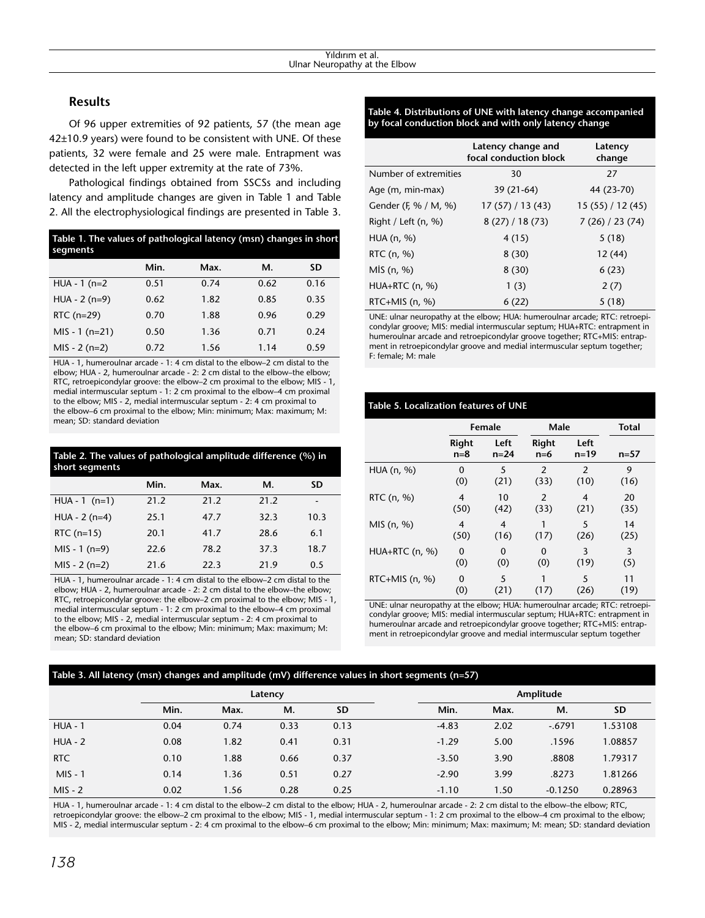## Results

Of 96 upper extremities of 92 patients, 57 (the mean age 42±10.9 years) were found to be consistent with UNE. Of these patients, 32 were female and 25 were male. Entrapment was detected in the left upper extremity at the rate of 73%.

Pathological findings obtained from SSCSs and including latency and amplitude changes are given in Table 1 and Table 2. All the electrophysiological findings are presented in Table 3.

**Table 1. The values of pathological latency (msn) changes in short segments**

| | Min. | Max. | M. | SD |
|---|---|---|---|---|
| HUA - 1 (n=2 | 0.51 | 0.74 | 0.62 | 0.16 |
| HUA - 2 (n=9) | 0.62 | 1.82 | 0.85 | 0.35 |
| RTC (n=29) | 0.70 | 1.88 | 0.96 | 0.29 |
| MIS - 1 (n=21) | 0.50 | 1.36 | 0.71 | 0.24 |
| MIS - 2 (n=2) | 0.72 | 1.56 | 1.14 | 0.59 |

HUA - 1, humeroulnar arcade - 1: 4 cm distal to the elbow–2 cm distal to the elbow; HUA - 2, humeroulnar arcade - 2: 2 cm distal to the elbow–the elbow; RTC, retroepicondylar groove: the elbow–2 cm proximal to the elbow; MIS - 1, medial intermuscular septum - 1: 2 cm proximal to the elbow–4 cm proximal to the elbow; MIS - 2, medial intermuscular septum - 2: 4 cm proximal to the elbow–6 cm proximal to the elbow; Min: minimum; Max: maximum; M: mean; SD: standard deviation

**Table 2. The values of pathological amplitude difference (%) in short segments**

| | Min. | Max. | M. | SD |
|---|---|---|---|---|
| HUA - 1 (n=1) | 21.2 | 21.2 | 21.2 | - |
| HUA - 2 (n=4) | 25.1 | 47.7 | 32.3 | 10.3 |
| RTC (n=15) | 20.1 | 41.7 | 28.6 | 6.1 |
| MIS - 1 (n=9) | 22.6 | 78.2 | 37.3 | 18.7 |
| MIS - 2 (n=2) | 21.6 | 22.3 | 21.9 | 0.5 |

HUA - 1, humeroulnar arcade - 1: 4 cm distal to the elbow–2 cm distal to the elbow; HUA - 2, humeroulnar arcade - 2: 2 cm distal to the elbow–the elbow; RTC, retroepicondylar groove: the elbow–2 cm proximal to the elbow; MIS - 1, medial intermuscular septum - 1: 2 cm proximal to the elbow–4 cm proximal to the elbow; MIS - 2, medial intermuscular septum - 2: 4 cm proximal to the elbow–6 cm proximal to the elbow; Min: minimum; Max: maximum; M: mean; SD: standard deviation

**Table 4. Distributions of UNE with latency change accompanied by focal conduction block and with only latency change**

| | Latency change and focal conduction block | Latency change |
|---|---|---|
| Number of extremities | 30 | 27 |
| Age (m, min-max) | 39 (21-64) | 44 (23-70) |
| Gender (F, % / M, %) | 17 (57) / 13 (43) | 15 (55) / 12 (45) |
| Right / Left (n, %) | 8 (27) / 18 (73) | 7 (26) / 23 (74) |
| HUA (n, %) | 4 (15) | 5 (18) |
| RTC (n, %) | 8 (30) | 12 (44) |
| MIS (n, %) | 8 (30) | 6 (23) |
| HUA+RTC (n, %) | 1 (3) | 2 (7) |
| RTC+MIS (n, %) | 6 (22) | 5 (18) |

UNE: ulnar neuropathy at the elbow; HUA: humeroulnar arcade; RTC: retroepicondylar groove; MIS: medial intermuscular septum; HUA+RTC: entrapment in humeroulnar arcade and retroepicondylar groove together; RTC+MIS: entrapment in retroepicondylar groove and medial intermuscular septum together; F: female; M: male

**Table 5. Localization features of UNE**

| | Female | | Male | | Total |
|---|---|---|---|---|---|
| | Right n=8 | Left n=24 | Right n=6 | Left n=19 | n=57 |
| HUA (n, %) | 0 (0) | 5 (21) | 2 (33) | 2 (10) | 9 (16) |
| RTC (n, %) | 4 (50) | 10 (42) | 2 (33) | 4 (21) | 20 (35) |
| MIS (n, %) | 4 (50) | 4 (16) | 1 (17) | 5 (26) | 14 (25) |
| HUA+RTC (n, %) | 0 (0) | 0 (0) | 0 (0) | 3 (19) | 3 (5) |
| RTC+MIS (n, %) | 0 (0) | 5 (21) | 1 (17) | 5 (26) | 11 (19) |

UNE: ulnar neuropathy at the elbow; HUA: humeroulnar arcade; RTC: retroepicondylar groove; MIS: medial intermuscular septum; HUA+RTC: entrapment in humeroulnar arcade and retroepicondylar groove together; RTC+MIS: entrapment in retroepicondylar groove and medial intermuscular septum together

**Table 3. All latency (msn) changes and amplitude (mV) difference values in short segments (n=57)**

| | Latency | | | | Amplitude | | | |
|---|---|---|---|---|---|---|---|---|
| | Min. | Max. | M. | SD | Min. | Max. | M. | SD |
| HUA - 1 | 0.04 | 0.74 | 0.33 | 0.13 | -4.83 | 2.02 | -.6791 | 1.53108 |
| HUA - 2 | 0.08 | 1.82 | 0.41 | 0.31 | -1.29 | 5.00 | .1596 | 1.08857 |
| RTC | 0.10 | 1.88 | 0.66 | 0.37 | -3.50 | 3.90 | .8808 | 1.79317 |
| MIS - 1 | 0.14 | 1.36 | 0.51 | 0.27 | -2.90 | 3.99 | .8273 | 1.81266 |
| MIS - 2 | 0.02 | 1.56 | 0.28 | 0.25 | -1.10 | 1.50 | -0.1250 | 0.28963 |

HUA - 1, humeroulnar arcade - 1: 4 cm distal to the elbow–2 cm distal to the elbow; HUA - 2, humeroulnar arcade - 2: 2 cm distal to the elbow–the elbow; RTC, retroepicondylar groove: the elbow–2 cm proximal to the elbow; MIS - 1, medial intermuscular septum - 1: 2 cm proximal to the elbow–4 cm proximal to the elbow; MIS - 2, medial intermuscular septum - 2: 4 cm proximal to the elbow–6 cm proximal to the elbow; Min: minimum; Max: maximum; M: mean; SD: standard deviation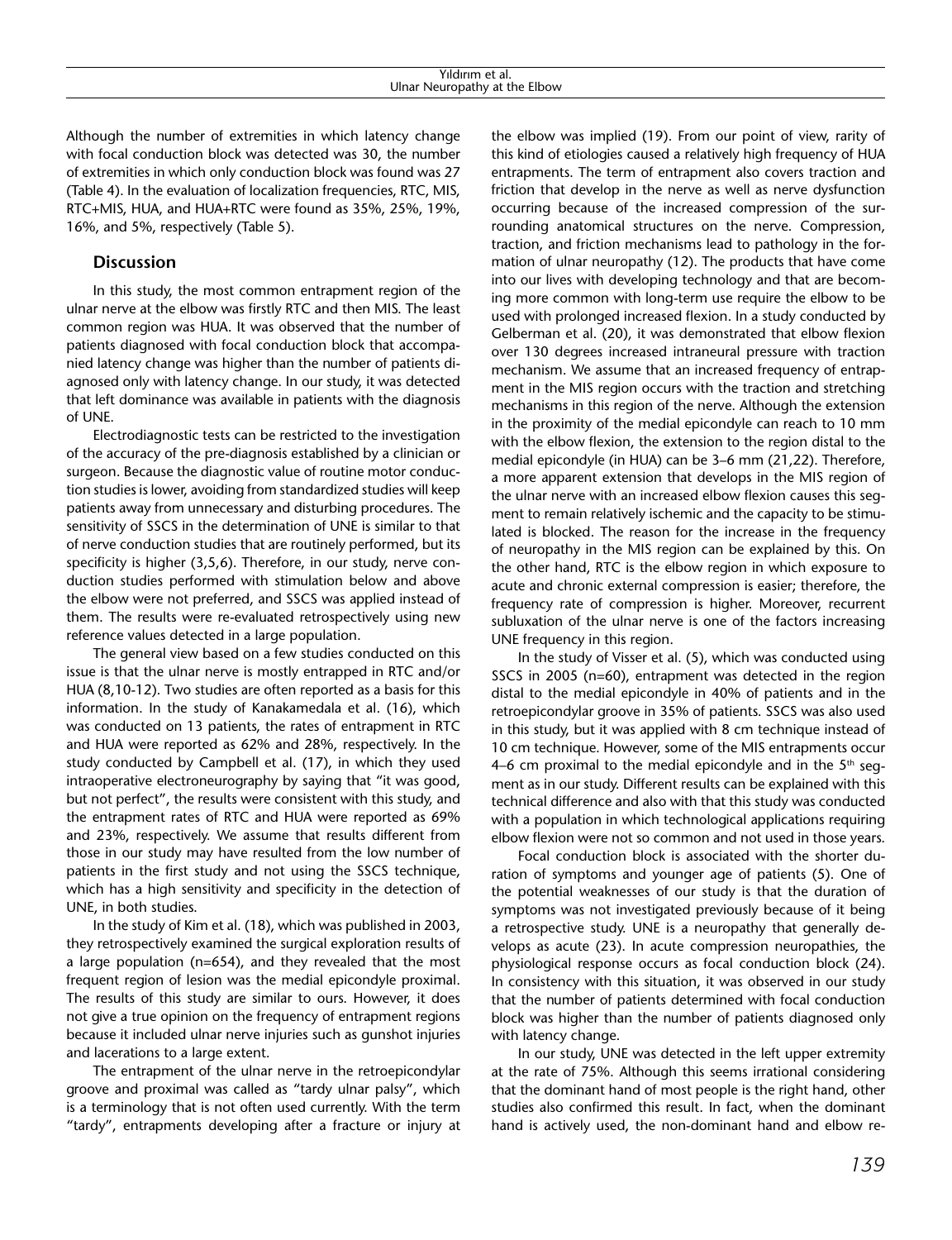Although the number of extremities in which latency change with focal conduction block was detected was 30, the number of extremities in which only conduction block was found was 27 (Table 4). In the evaluation of localization frequencies, RTC, MIS, RTC+MIS, HUA, and HUA+RTC were found as 35%, 25%, 19%, 16%, and 5%, respectively (Table 5).

## Discussion

In this study, the most common entrapment region of the ulnar nerve at the elbow was firstly RTC and then MIS. The least common region was HUA. It was observed that the number of patients diagnosed with focal conduction block that accompanied latency change was higher than the number of patients diagnosed only with latency change. In our study, it was detected that left dominance was available in patients with the diagnosis of UNE.

Electrodiagnostic tests can be restricted to the investigation of the accuracy of the pre-diagnosis established by a clinician or surgeon. Because the diagnostic value of routine motor conduction studies is lower, avoiding from standardized studies will keep patients away from unnecessary and disturbing procedures. The sensitivity of SSCS in the determination of UNE is similar to that of nerve conduction studies that are routinely performed, but its specificity is higher (3,5,6). Therefore, in our study, nerve conduction studies performed with stimulation below and above the elbow were not preferred, and SSCS was applied instead of them. The results were re-evaluated retrospectively using new reference values detected in a large population.

The general view based on a few studies conducted on this issue is that the ulnar nerve is mostly entrapped in RTC and/or HUA (8,10-12). Two studies are often reported as a basis for this information. In the study of Kanakamedala et al. (16), which was conducted on 13 patients, the rates of entrapment in RTC and HUA were reported as 62% and 28%, respectively. In the study conducted by Campbell et al. (17), in which they used intraoperative electroneurography by saying that "it was good, but not perfect", the results were consistent with this study, and the entrapment rates of RTC and HUA were reported as 69% and 23%, respectively. We assume that results different from those in our study may have resulted from the low number of patients in the first study and not using the SSCS technique, which has a high sensitivity and specificity in the detection of UNE, in both studies.

In the study of Kim et al. (18), which was published in 2003, they retrospectively examined the surgical exploration results of a large population (n=654), and they revealed that the most frequent region of lesion was the medial epicondyle proximal. The results of this study are similar to ours. However, it does not give a true opinion on the frequency of entrapment regions because it included ulnar nerve injuries such as gunshot injuries and lacerations to a large extent.

The entrapment of the ulnar nerve in the retroepicondylar groove and proximal was called as "tardy ulnar palsy", which is a terminology that is not often used currently. With the term "tardy", entrapments developing after a fracture or injury at the elbow was implied (19). From our point of view, rarity of this kind of etiologies caused a relatively high frequency of HUA entrapments. The term of entrapment also covers traction and friction that develop in the nerve as well as nerve dysfunction occurring because of the increased compression of the surrounding anatomical structures on the nerve. Compression, traction, and friction mechanisms lead to pathology in the formation of ulnar neuropathy (12). The products that have come into our lives with developing technology and that are becoming more common with long-term use require the elbow to be used with prolonged increased flexion. In a study conducted by Gelberman et al. (20), it was demonstrated that elbow flexion over 130 degrees increased intraneural pressure with traction mechanism. We assume that an increased frequency of entrapment in the MIS region occurs with the traction and stretching mechanisms in this region of the nerve. Although the extension in the proximity of the medial epicondyle can reach to 10 mm with the elbow flexion, the extension to the region distal to the medial epicondyle (in HUA) can be 3–6 mm (21,22). Therefore, a more apparent extension that develops in the MIS region of the ulnar nerve with an increased elbow flexion causes this segment to remain relatively ischemic and the capacity to be stimulated is blocked. The reason for the increase in the frequency of neuropathy in the MIS region can be explained by this. On the other hand, RTC is the elbow region in which exposure to acute and chronic external compression is easier; therefore, the frequency rate of compression is higher. Moreover, recurrent subluxation of the ulnar nerve is one of the factors increasing UNE frequency in this region.

In the study of Visser et al. (5), which was conducted using SSCS in 2005 (n=60), entrapment was detected in the region distal to the medial epicondyle in 40% of patients and in the retroepicondylar groove in 35% of patients. SSCS was also used in this study, but it was applied with 8 cm technique instead of 10 cm technique. However, some of the MIS entrapments occur 4–6 cm proximal to the medial epicondyle and in the 5th segment as in our study. Different results can be explained with this technical difference and also with that this study was conducted with a population in which technological applications requiring elbow flexion were not so common and not used in those years.

Focal conduction block is associated with the shorter duration of symptoms and younger age of patients (5). One of the potential weaknesses of our study is that the duration of symptoms was not investigated previously because of it being a retrospective study. UNE is a neuropathy that generally develops as acute (23). In acute compression neuropathies, the physiological response occurs as focal conduction block (24). In consistency with this situation, it was observed in our study that the number of patients determined with focal conduction block was higher than the number of patients diagnosed only with latency change.

In our study, UNE was detected in the left upper extremity at the rate of 75%. Although this seems irrational considering that the dominant hand of most people is the right hand, other studies also confirmed this result. In fact, when the dominant hand is actively used, the non-dominant hand and elbow re-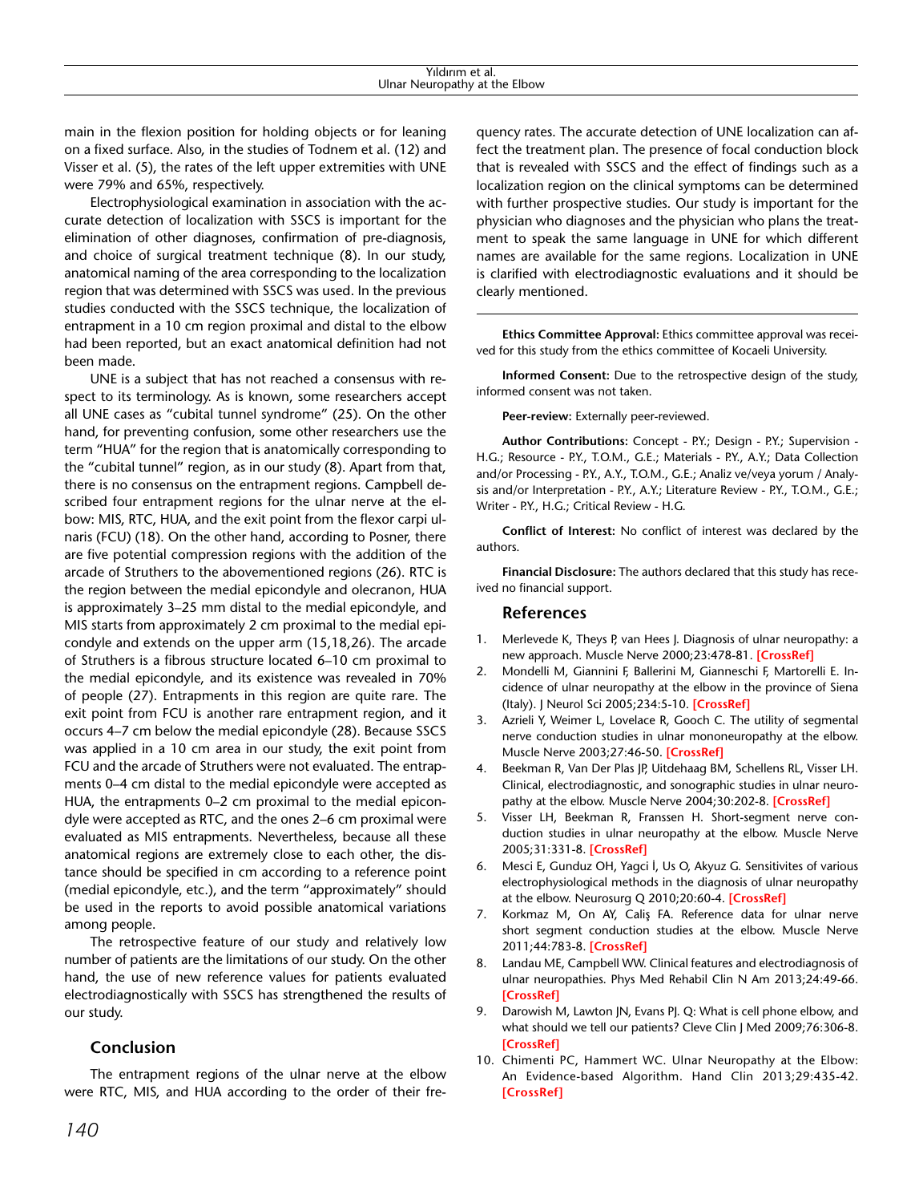main in the flexion position for holding objects or for leaning on a fixed surface. Also, in the studies of Todnem et al. (12) and Visser et al. (5), the rates of the left upper extremities with UNE were 79% and 65%, respectively.

Electrophysiological examination in association with the accurate detection of localization with SSCS is important for the elimination of other diagnoses, confirmation of pre-diagnosis, and choice of surgical treatment technique (8). In our study, anatomical naming of the area corresponding to the localization region that was determined with SSCS was used. In the previous studies conducted with the SSCS technique, the localization of entrapment in a 10 cm region proximal and distal to the elbow had been reported, but an exact anatomical definition had not been made.

UNE is a subject that has not reached a consensus with respect to its terminology. As is known, some researchers accept all UNE cases as "cubital tunnel syndrome" (25). On the other hand, for preventing confusion, some other researchers use the term "HUA" for the region that is anatomically corresponding to the "cubital tunnel" region, as in our study (8). Apart from that, there is no consensus on the entrapment regions. Campbell described four entrapment regions for the ulnar nerve at the elbow: MIS, RTC, HUA, and the exit point from the flexor carpi ulnaris (FCU) (18). On the other hand, according to Posner, there are five potential compression regions with the addition of the arcade of Struthers to the abovementioned regions (26). RTC is the region between the medial epicondyle and olecranon, HUA is approximately 3–25 mm distal to the medial epicondyle, and MIS starts from approximately 2 cm proximal to the medial epicondyle and extends on the upper arm (15,18,26). The arcade of Struthers is a fibrous structure located 6–10 cm proximal to the medial epicondyle, and its existence was revealed in 70% of people (27). Entrapments in this region are quite rare. The exit point from FCU is another rare entrapment region, and it occurs 4–7 cm below the medial epicondyle (28). Because SSCS was applied in a 10 cm area in our study, the exit point from FCU and the arcade of Struthers were not evaluated. The entrapments 0–4 cm distal to the medial epicondyle were accepted as HUA, the entrapments 0–2 cm proximal to the medial epicondyle were accepted as RTC, and the ones 2–6 cm proximal were evaluated as MIS entrapments. Nevertheless, because all these anatomical regions are extremely close to each other, the distance should be specified in cm according to a reference point (medial epicondyle, etc.), and the term "approximately" should be used in the reports to avoid possible anatomical variations among people.

The retrospective feature of our study and relatively low number of patients are the limitations of our study. On the other hand, the use of new reference values for patients evaluated electrodiagnostically with SSCS has strengthened the results of our study.

## Conclusion

The entrapment regions of the ulnar nerve at the elbow were RTC, MIS, and HUA according to the order of their frequency rates. The accurate detection of UNE localization can affect the treatment plan. The presence of focal conduction block that is revealed with SSCS and the effect of findings such as a localization region on the clinical symptoms can be determined with further prospective studies. Our study is important for the physician who diagnoses and the physician who plans the treatment to speak the same language in UNE for which different names are available for the same regions. Localization in UNE is clarified with electrodiagnostic evaluations and it should be clearly mentioned.

---

**Ethics Committee Approval:** Ethics committee approval was received for this study from the ethics committee of Kocaeli University.

**Informed Consent:** Due to the retrospective design of the study, informed consent was not taken.

**Peer-review:** Externally peer-reviewed.

**Author Contributions:** Concept - P.Y.; Design - P.Y.; Supervision - H.G.; Resource - P.Y., T.O.M., G.E.; Materials - P.Y., A.Y.; Data Collection and/or Processing - P.Y., A.Y., T.O.M., G.E.; Analiz ve/veya yorum / Analysis and/or Interpretation - P.Y., A.Y.; Literature Review - P.Y., T.O.M., G.E.; Writer - P.Y., H.G.; Critical Review - H.G.

**Conflict of Interest:** No conflict of interest was declared by the authors.

**Financial Disclosure:** The authors declared that this study has received no financial support.

## References

1. Merlevede K, Theys P, van Hees J. Diagnosis of ulnar neuropathy: a new approach. Muscle Nerve 2000;23:478-81. **[CrossRef]**
2. Mondelli M, Giannini F, Ballerini M, Gianneschi F, Martorelli E. Incidence of ulnar neuropathy at the elbow in the province of Siena (Italy). J Neurol Sci 2005;234:5-10. **[CrossRef]**
3. Azrieli Y, Weimer L, Lovelace R, Gooch C. The utility of segmental nerve conduction studies in ulnar mononeuropathy at the elbow. Muscle Nerve 2003;27:46-50. **[CrossRef]**
4. Beekman R, Van Der Plas JP, Uitdehaag BM, Schellens RL, Visser LH. Clinical, electrodiagnostic, and sonographic studies in ulnar neuropathy at the elbow. Muscle Nerve 2004;30:202-8. **[CrossRef]**
5. Visser LH, Beekman R, Franssen H. Short-segment nerve conduction studies in ulnar neuropathy at the elbow. Muscle Nerve 2005;31:331-8. **[CrossRef]**
6. Mesci E, Gunduz OH, Yagci İ, Us O, Akyuz G. Sensitivites of various electrophysiological methods in the diagnosis of ulnar neuropathy at the elbow. Neurosurg Q 2010;20:60-4. **[CrossRef]**
7. Korkmaz M, On AY, Caliş FA. Reference data for ulnar nerve short segment conduction studies at the elbow. Muscle Nerve 2011;44:783-8. **[CrossRef]**
8. Landau ME, Campbell WW. Clinical features and electrodiagnosis of ulnar neuropathies. Phys Med Rehabil Clin N Am 2013;24:49-66. **[CrossRef]**
9. Darowish M, Lawton JN, Evans PJ. Q: What is cell phone elbow, and what should we tell our patients? Cleve Clin J Med 2009;76:306-8. **[CrossRef]**
10. Chimenti PC, Hammert WC. Ulnar Neuropathy at the Elbow: An Evidence-based Algorithm. Hand Clin 2013;29:435-42. **[CrossRef]**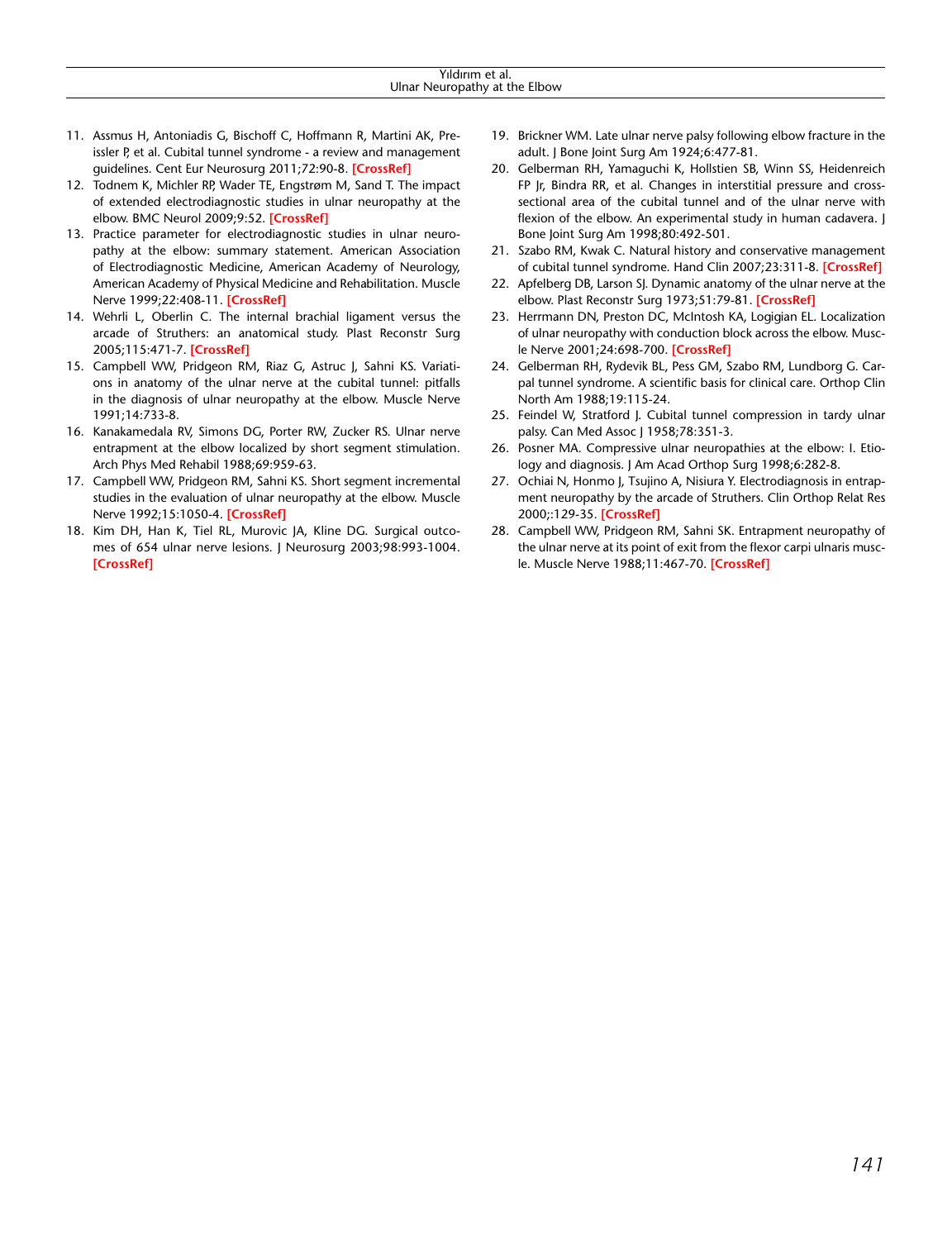11. Assmus H, Antoniadis G, Bischoff C, Hoffmann R, Martini AK, Preissler P, et al. Cubital tunnel syndrome - a review and management guidelines. Cent Eur Neurosurg 2011;72:90-8. [CrossRef]
12. Todnem K, Michler RP, Wader TE, Engstrøm M, Sand T. The impact of extended electrodiagnostic studies in ulnar neuropathy at the elbow. BMC Neurol 2009;9:52. [CrossRef]
13. Practice parameter for electrodiagnostic studies in ulnar neuropathy at the elbow: summary statement. American Association of Electrodiagnostic Medicine, American Academy of Neurology, American Academy of Physical Medicine and Rehabilitation. Muscle Nerve 1999;22:408-11. [CrossRef]
14. Wehrli L, Oberlin C. The internal brachial ligament versus the arcade of Struthers: an anatomical study. Plast Reconstr Surg 2005;115:471-7. [CrossRef]
15. Campbell WW, Pridgeon RM, Riaz G, Astruc J, Sahni KS. Variations in anatomy of the ulnar nerve at the cubital tunnel: pitfalls in the diagnosis of ulnar neuropathy at the elbow. Muscle Nerve 1991;14:733-8.
16. Kanakamedala RV, Simons DG, Porter RW, Zucker RS. Ulnar nerve entrapment at the elbow localized by short segment stimulation. Arch Phys Med Rehabil 1988;69:959-63.
17. Campbell WW, Pridgeon RM, Sahni KS. Short segment incremental studies in the evaluation of ulnar neuropathy at the elbow. Muscle Nerve 1992;15:1050-4. [CrossRef]
18. Kim DH, Han K, Tiel RL, Murovic JA, Kline DG. Surgical outcomes of 654 ulnar nerve lesions. J Neurosurg 2003;98:993-1004. [CrossRef]
19. Brickner WM. Late ulnar nerve palsy following elbow fracture in the adult. J Bone Joint Surg Am 1924;6:477-81.
20. Gelberman RH, Yamaguchi K, Hollstien SB, Winn SS, Heidenreich FP Jr, Bindra RR, et al. Changes in interstitial pressure and cross-sectional area of the cubital tunnel and of the ulnar nerve with flexion of the elbow. An experimental study in human cadavera. J Bone Joint Surg Am 1998;80:492-501.
21. Szabo RM, Kwak C. Natural history and conservative management of cubital tunnel syndrome. Hand Clin 2007;23:311-8. [CrossRef]
22. Apfelberg DB, Larson SJ. Dynamic anatomy of the ulnar nerve at the elbow. Plast Reconstr Surg 1973;51:79-81. [CrossRef]
23. Herrmann DN, Preston DC, McIntosh KA, Logigian EL. Localization of ulnar neuropathy with conduction block across the elbow. Muscle Nerve 2001;24:698-700. [CrossRef]
24. Gelberman RH, Rydevik BL, Pess GM, Szabo RM, Lundborg G. Carpal tunnel syndrome. A scientific basis for clinical care. Orthop Clin North Am 1988;19:115-24.
25. Feindel W, Stratford J. Cubital tunnel compression in tardy ulnar palsy. Can Med Assoc J 1958;78:351-3.
26. Posner MA. Compressive ulnar neuropathies at the elbow: I. Etiology and diagnosis. J Am Acad Orthop Surg 1998;6:282-8.
27. Ochiai N, Honmo J, Tsujino A, Nisiura Y. Electrodiagnosis in entrapment neuropathy by the arcade of Struthers. Clin Orthop Relat Res 2000;:129-35. [CrossRef]
28. Campbell WW, Pridgeon RM, Sahni SK. Entrapment neuropathy of the ulnar nerve at its point of exit from the flexor carpi ulnaris muscle. Muscle Nerve 1988;11:467-70. [CrossRef]